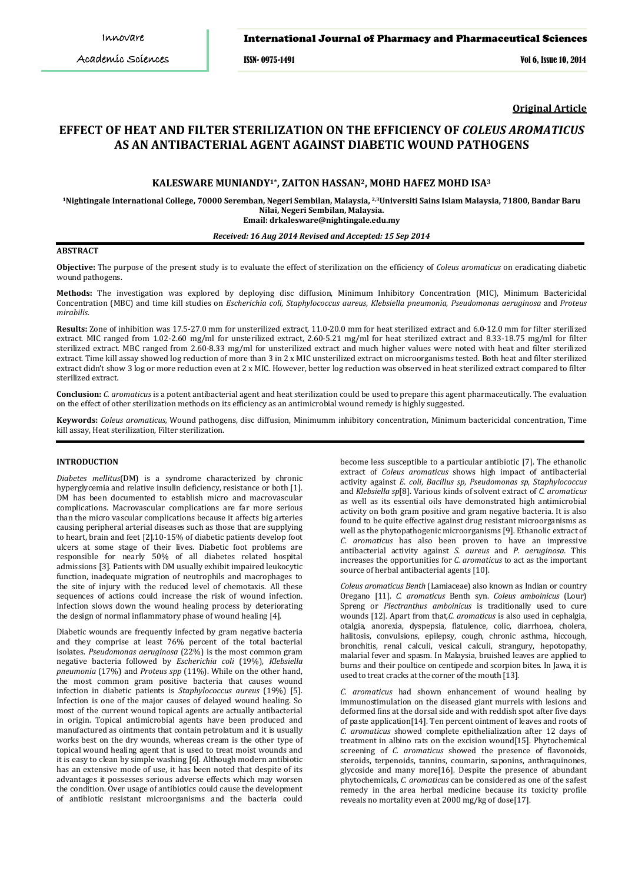**Original Article**

# EFFECT OF HEAT AND FILTER STERILIZATION ON THE EFFICIENCY OF *COLEUS AROMATICUS* AS AN ANTIBACTERIAL AGENT AGAINST DIABETIC WOUND PATHOGENS

## KALESWARE MUNIANDY[1*], ZAITON HASSAN[2], MOHD HAFEZ MOHD ISA[3]

[1]Nightingale International College, 70000 Seremban, Negeri Sembilan, Malaysia, [2,3]Universiti Sains Islam Malaysia, 71800, Bandar Baru Nilai, Negeri Sembilan, Malaysia.
Email: drkalesware@nightingale.edu.my

*Received: 16 Aug 2014 Revised and Accepted: 15 Sep 2014*

### ABSTRACT

**Objective:** The purpose of the present study is to evaluate the effect of sterilization on the efficiency of *Coleus aromaticus* on eradicating diabetic wound pathogens.

**Methods:** The investigation was explored by deploying disc diffusion, Minimum Inhibitory Concentration (MIC), Minimum Bactericidal Concentration (MBC) and time kill studies on *Escherichia coli*, *Staphylococcus aureus*, *Klebsiella pneumonia*, *Pseudomonas aeruginosa* and *Proteus mirabilis*.

**Results:** Zone of inhibition was 17.5-27.0 mm for unsterilized extract, 11.0-20.0 mm for heat sterilized extract and 6.0-12.0 mm for filter sterilized extract. MIC ranged from 1.02-2.60 mg/ml for unsterilized extract, 2.60-5.21 mg/ml for heat sterilized extract and 8.33-18.75 mg/ml for filter sterilized extract. MBC ranged from 2.60-8.33 mg/ml for unsterilized extract and much higher values were noted with heat and filter sterilized extract. Time kill assay showed log reduction of more than 3 in 2 x MIC unsterilized extract on microorganisms tested. Both heat and filter sterilized extract didn't show 3 log or more reduction even at 2 x MIC. However, better log reduction was observed in heat sterilized extract compared to filter sterilized extract.

**Conclusion:** *C. aromaticus* is a potent antibacterial agent and heat sterilization could be used to prepare this agent pharmaceutically. The evaluation on the effect of other sterilization methods on its efficiency as an antimicrobial wound remedy is highly suggested.

**Keywords:** *Coleus aromaticus,* Wound pathogens, disc diffusion, Minimumm inhibitory concentration, Minimum bactericidal concentration, Time kill assay, Heat sterilization, Filter sterilization.

### INTRODUCTION

*Diabetes mellitus*(DM) is a syndrome characterized by chronic hyperglycemia and relative insulin deficiency, resistance or both [1]. DM has been documented to establish micro and macrovascular complications. Macrovascular complications are far more serious than the micro vascular complications because it affects big arteries causing peripheral arterial diseases such as those that are supplying to heart, brain and feet [2].10-15% of diabetic patients develop foot ulcers at some stage of their lives. Diabetic foot problems are responsible for nearly 50% of all diabetes related hospital admissions [3]. Patients with DM usually exhibit impaired leukocytic function, inadequate migration of neutrophils and macrophages to the site of injury with the reduced level of chemotaxis. All these sequences of actions could increase the risk of wound infection. Infection slows down the wound healing process by deteriorating the design of normal inflammatory phase of wound healing [4].

Diabetic wounds are frequently infected by gram negative bacteria and they comprise at least 76% percent of the total bacterial isolates. *Pseudomonas aeruginosa* (22%) is the most common gram negative bacteria followed by *Escherichia coli* (19%), *Klebsiella pneumonia* (17%) and *Proteus spp* (11%). While on the other hand, the most common gram positive bacteria that causes wound infection in diabetic patients is *Staphylococcus aureus* (19%) [5]. Infection is one of the major causes of delayed wound healing. So most of the current wound topical agents are actually antibacterial in origin. Topical antimicrobial agents have been produced and manufactured as ointments that contain petrolatum and it is usually works best on the dry wounds, whereas cream is the other type of topical wound healing agent that is used to treat moist wounds and it is easy to clean by simple washing [6]. Although modern antibiotic has an extensive mode of use, it has been noted that despite of its advantages it possesses serious adverse effects which may worsen the condition. Over usage of antibiotics could cause the development of antibiotic resistant microorganisms and the bacteria could become less susceptible to a particular antibiotic [7]. The ethanolic extract of *Coleus aromaticus* shows high impact of antibacterial activity against *E. coli*, *Bacillus sp*, *Pseudomonas sp*, *Staphylococcus* and *Klebsiella sp*[8]. Various kinds of solvent extract of *C. aromaticus* as well as its essential oils have demonstrated high antimicrobial activity on both gram positive and gram negative bacteria. It is also found to be quite effective against drug resistant microorganisms as well as the phytopathogenic microorganisms [9]. Ethanolic extract of *C. aromaticus* has also been proven to have an impressive antibacterial activity against *S. aureus* and *P. aeruginosa*. This increases the opportunities for *C. aromaticus* to act as the important source of herbal antibacterial agents [10].

*Coleus aromaticus Benth* (Lamiaceae) also known as Indian or country Oregano [11]. *C. aromaticus* Benth syn. *Coleus amboinicus* (Lour) Spreng or *Plectranthus amboinicus* is traditionally used to cure wounds [12]. Apart from that,*C. aromaticus* is also used in cephalgia, otalgia, anorexia, dyspepsia, flatulence, colic, diarrhoea, cholera, halitosis, convulsions, epilepsy, cough, chronic asthma, hiccough, bronchitis, renal calculi, vesical calculi, strangury, hepotopathy, malarial fever and spasm. In Malaysia, bruished leaves are applied to burns and their poultice on centipede and scorpion bites. In Jawa, it is used to treat cracks at the corner of the mouth [13].

*C. aromaticus* had shown enhancement of wound healing by immunostimulation on the diseased giant murrels with lesions and deformed fins at the dorsal side and with reddish spot after five days of paste application[14]. Ten percent ointment of leaves and roots of *C. aromaticus* showed complete epithelialization after 12 days of treatment in albino rats on the excision wound[15]. Phytochemical screening of *C. aromaticus* showed the presence of flavonoids, steroids, terpenoids, tannins, coumarin, saponins, anthraquinones, glycoside and many more[16]. Despite the presence of abundant phytochemicals, *C. aromaticus* can be considered as one of the safest remedy in the area herbal medicine because its toxicity profile reveals no mortality even at 2000 mg/kg of dose[17].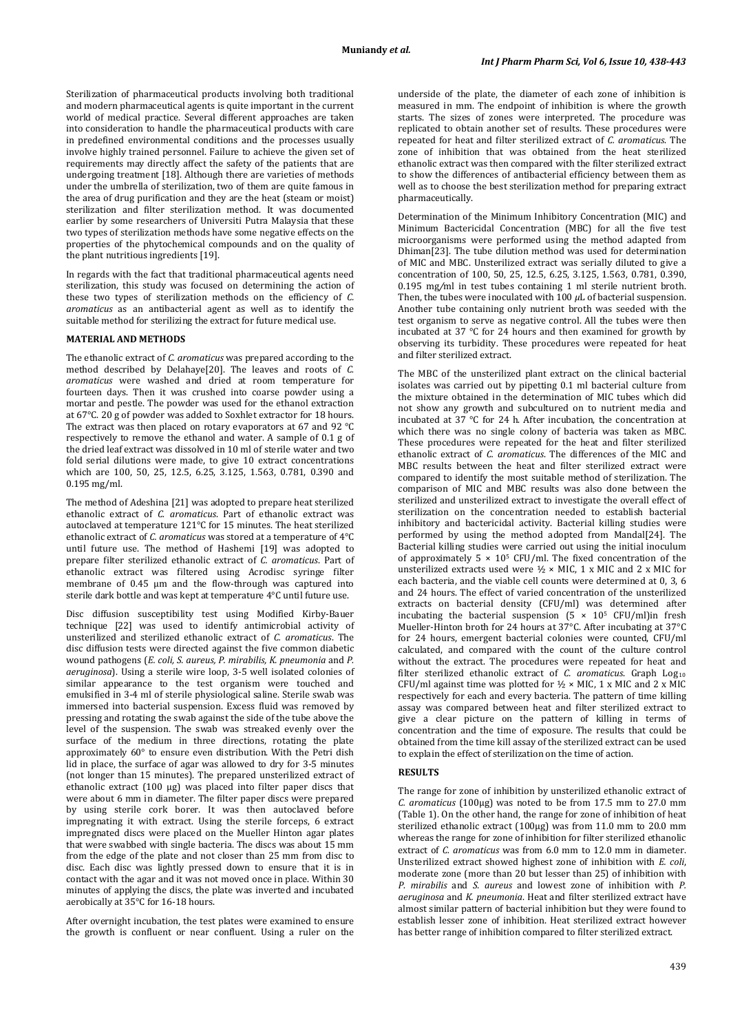Sterilization of pharmaceutical products involving both traditional and modern pharmaceutical agents is quite important in the current world of medical practice. Several different approaches are taken into consideration to handle the pharmaceutical products with care in predefined environmental conditions and the processes usually involve highly trained personnel. Failure to achieve the given set of requirements may directly affect the safety of the patients that are undergoing treatment [18]. Although there are varieties of methods under the umbrella of sterilization, two of them are quite famous in the area of drug purification and they are the heat (steam or moist) sterilization and filter sterilization method. It was documented earlier by some researchers of Universiti Putra Malaysia that these two types of sterilization methods have some negative effects on the properties of the phytochemical compounds and on the quality of the plant nutritious ingredients [19].

In regards with the fact that traditional pharmaceutical agents need sterilization, this study was focused on determining the action of these two types of sterilization methods on the efficiency of *C. aromaticus* as an antibacterial agent as well as to identify the suitable method for sterilizing the extract for future medical use.

## MATERIAL AND METHODS

The ethanolic extract of *C. aromaticus* was prepared according to the method described by Delahaye[20]. The leaves and roots of *C. aromaticus* were washed and dried at room temperature for fourteen days. Then it was crushed into coarse powder using a mortar and pestle. The powder was used for the ethanol extraction at 67°C. 20 g of powder was added to Soxhlet extractor for 18 hours. The extract was then placed on rotary evaporators at 67 and 92 °C respectively to remove the ethanol and water. A sample of 0.1 g of the dried leaf extract was dissolved in 10 ml of sterile water and two fold serial dilutions were made, to give 10 extract concentrations which are 100, 50, 25, 12.5, 6.25, 3.125, 1.563, 0.781, 0.390 and 0.195 mg/ml.

The method of Adeshina [21] was adopted to prepare heat sterilized ethanolic extract of *C. aromaticus*. Part of ethanolic extract was autoclaved at temperature 121°C for 15 minutes. The heat sterilized ethanolic extract of *C. aromaticus* was stored at a temperature of 4°C until future use. The method of Hashemi [19] was adopted to prepare filter sterilized ethanolic extract of *C. aromaticus*. Part of ethanolic extract was filtered using Acrodisc syringe filter membrane of 0.45 µm and the flow-through was captured into sterile dark bottle and was kept at temperature 4°C until future use.

Disc diffusion susceptibility test using Modified Kirby-Bauer technique [22] was used to identify antimicrobial activity of unsterilized and sterilized ethanolic extract of *C. aromaticus*. The disc diffusion tests were directed against the five common diabetic wound pathogens (*E. coli*, *S. aureus*, *P. mirabilis*, *K. pneumonia* and *P. aeruginosa*). Using a sterile wire loop, 3-5 well isolated colonies of similar appearance to the test organism were touched and emulsified in 3-4 ml of sterile physiological saline. Sterile swab was immersed into bacterial suspension. Excess fluid was removed by pressing and rotating the swab against the side of the tube above the level of the suspension. The swab was streaked evenly over the surface of the medium in three directions, rotating the plate approximately 60° to ensure even distribution. With the Petri dish lid in place, the surface of agar was allowed to dry for 3-5 minutes (not longer than 15 minutes). The prepared unsterilized extract of ethanolic extract (100 µg) was placed into filter paper discs that were about 6 mm in diameter. The filter paper discs were prepared by using sterile cork borer. It was then autoclaved before impregnating it with extract. Using the sterile forceps, 6 extract impregnated discs were placed on the Mueller Hinton agar plates that were swabbed with single bacteria. The discs was about 15 mm from the edge of the plate and not closer than 25 mm from disc to disc. Each disc was lightly pressed down to ensure that it is in contact with the agar and it was not moved once in place. Within 30 minutes of applying the discs, the plate was inverted and incubated aerobically at 35°C for 16-18 hours.

After overnight incubation, the test plates were examined to ensure the growth is confluent or near confluent. Using a ruler on the underside of the plate, the diameter of each zone of inhibition is measured in mm. The endpoint of inhibition is where the growth starts. The sizes of zones were interpreted. The procedure was replicated to obtain another set of results. These procedures were repeated for heat and filter sterilized extract of *C. aromaticus*. The zone of inhibition that was obtained from the heat sterilized ethanolic extract was then compared with the filter sterilized extract to show the differences of antibacterial efficiency between them as well as to choose the best sterilization method for preparing extract pharmaceutically.

Determination of the Minimum Inhibitory Concentration (MIC) and Minimum Bactericidal Concentration (MBC) for all the five test microorganisms were performed using the method adapted from Dhiman[23]. The tube dilution method was used for determination of MIC and MBC. Unsterilized extract was serially diluted to give a concentration of 100, 50, 25, 12.5, 6.25, 3.125, 1.563, 0.781, 0.390, 0.195 mg/ml in test tubes containing 1 ml sterile nutrient broth. Then, the tubes were inoculated with 100 µL of bacterial suspension. Another tube containing only nutrient broth was seeded with the test organism to serve as negative control. All the tubes were then incubated at 37 °C for 24 hours and then examined for growth by observing its turbidity. These procedures were repeated for heat and filter sterilized extract.

The MBC of the unsterilized plant extract on the clinical bacterial isolates was carried out by pipetting 0.1 ml bacterial culture from the mixture obtained in the determination of MIC tubes which did not show any growth and subcultured on to nutrient media and incubated at 37 °C for 24 h. After incubation, the concentration at which there was no single colony of bacteria was taken as MBC. These procedures were repeated for the heat and filter sterilized ethanolic extract of *C. aromaticus*. The differences of the MIC and MBC results between the heat and filter sterilized extract were compared to identify the most suitable method of sterilization. The comparison of MIC and MBC results was also done between the sterilized and unsterilized extract to investigate the overall effect of sterilization on the concentration needed to establish bacterial inhibitory and bactericidal activity. Bacterial killing studies were performed by using the method adopted from Mandal[24]. The Bacterial killing studies were carried out using the initial inoculum of approximately $5 \times 10^5$ CFU/ml. The fixed concentration of the unsterilized extracts used were ½ × MIC, 1 x MIC and 2 x MIC for each bacteria, and the viable cell counts were determined at 0, 3, 6 and 24 hours. The effect of varied concentration of the unsterilized extracts on bacterial density (CFU/ml) was determined after incubating the bacterial suspension ($5 \times 10^5$ CFU/ml)in fresh Mueller-Hinton broth for 24 hours at 37°C. After incubating at 37°C for 24 hours, emergent bacterial colonies were counted, CFU/ml calculated, and compared with the count of the culture control without the extract. The procedures were repeated for heat and filter sterilized ethanolic extract of *C. aromaticus*. Graph $\text{Log}_{10}$ CFU/ml against time was plotted for ½ × MIC, 1 x MIC and 2 x MIC respectively for each and every bacteria. The pattern of time killing assay was compared between heat and filter sterilized extract to give a clear picture on the pattern of killing in terms of concentration and the time of exposure. The results that could be obtained from the time kill assay of the sterilized extract can be used to explain the effect of sterilization on the time of action.

## RESULTS

The range for zone of inhibition by unsterilized ethanolic extract of *C. aromaticus* (100µg) was noted to be from 17.5 mm to 27.0 mm (Table 1). On the other hand, the range for zone of inhibition of heat sterilized ethanolic extract (100µg) was from 11.0 mm to 20.0 mm whereas the range for zone of inhibition for filter sterilized ethanolic extract of *C. aromaticus* was from 6.0 mm to 12.0 mm in diameter. Unsterilized extract showed highest zone of inhibition with *E. coli*, moderate zone (more than 20 but lesser than 25) of inhibition with *P. mirabilis* and *S. aureus* and lowest zone of inhibition with *P. aeruginosa* and *K. pneumonia*. Heat and filter sterilized extract have almost similar pattern of bacterial inhibition but they were found to establish lesser zone of inhibition. Heat sterilized extract however has better range of inhibition compared to filter sterilized extract.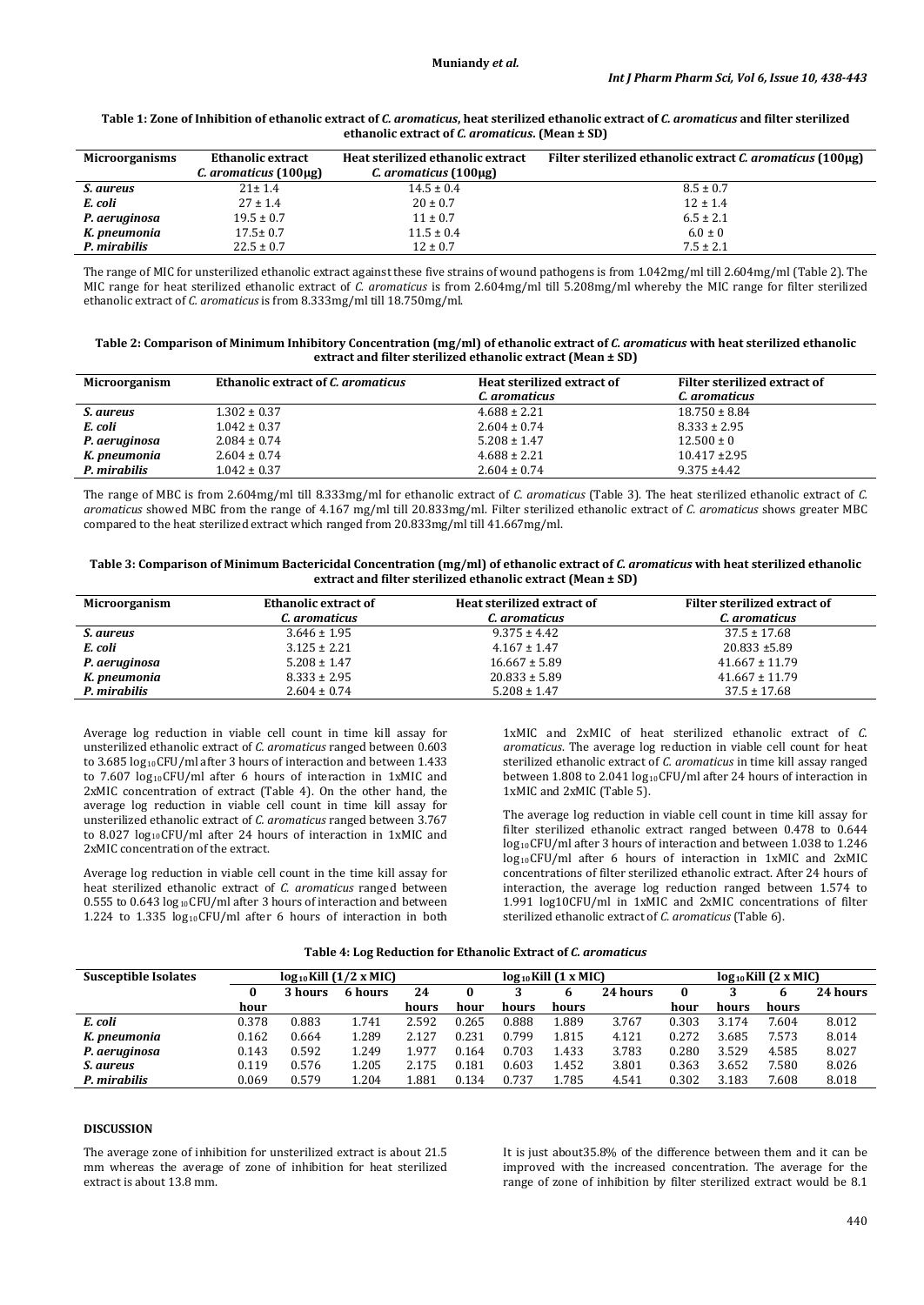**Table 1: Zone of Inhibition of ethanolic extract of *C. aromaticus*, heat sterilized ethanolic extract of *C. aromaticus* and filter sterilized ethanolic extract of *C. aromaticus*. (Mean ± SD)**

| Microorganisms | Ethanolic extract *C. aromaticus* (100µg) | Heat sterilized ethanolic extract *C. aromaticus* (100µg) | Filter sterilized ethanolic extract *C. aromaticus* (100µg) |
|---|---|---|---|
| ***S. aureus*** | 21± 1.4 | 14.5 ± 0.4 | 8.5 ± 0.7 |
| ***E. coli*** | 27 ± 1.4 | 20 ± 0.7 | 12 ± 1.4 |
| ***P. aeruginosa*** | 19.5 ± 0.7 | 11 ± 0.7 | 6.5 ± 2.1 |
| ***K. pneumonia*** | 17.5± 0.7 | 11.5 ± 0.4 | 6.0 ± 0 |
| ***P. mirabilis*** | 22.5 ± 0.7 | 12 ± 0.7 | 7.5 ± 2.1 |

The range of MIC for unsterilized ethanolic extract against these five strains of wound pathogens is from 1.042mg/ml till 2.604mg/ml (Table 2). The MIC range for heat sterilized ethanolic extract of *C. aromaticus* is from 2.604mg/ml till 5.208mg/ml whereby the MIC range for filter sterilized ethanolic extract of *C. aromaticus* is from 8.333mg/ml till 18.750mg/ml.

**Table 2: Comparison of Minimum Inhibitory Concentration (mg/ml) of ethanolic extract of *C. aromaticus* with heat sterilized ethanolic extract and filter sterilized ethanolic extract (Mean ± SD)**

| Microorganism | Ethanolic extract of *C. aromaticus* | Heat sterilized extract of *C. aromaticus* | Filter sterilized extract of *C. aromaticus* |
|---|---|---|---|
| ***S. aureus*** | 1.302 ± 0.37 | 4.688 ± 2.21 | 18.750 ± 8.84 |
| ***E. coli*** | 1.042 ± 0.37 | 2.604 ± 0.74 | 8.333 ± 2.95 |
| ***P. aeruginosa*** | 2.084 ± 0.74 | 5.208 ± 1.47 | 12.500 ± 0 |
| ***K. pneumonia*** | 2.604 ± 0.74 | 4.688 ± 2.21 | 10.417 ±2.95 |
| ***P. mirabilis*** | 1.042 ± 0.37 | 2.604 ± 0.74 | 9.375 ±4.42 |

The range of MBC is from 2.604mg/ml till 8.333mg/ml for ethanolic extract of *C. aromaticus* (Table 3). The heat sterilized ethanolic extract of *C. aromaticus* showed MBC from the range of 4.167 mg/ml till 20.833mg/ml. Filter sterilized ethanolic extract of *C. aromaticus* shows greater MBC compared to the heat sterilized extract which ranged from 20.833mg/ml till 41.667mg/ml.

**Table 3: Comparison of Minimum Bactericidal Concentration (mg/ml) of ethanolic extract of *C. aromaticus* with heat sterilized ethanolic extract and filter sterilized ethanolic extract (Mean ± SD)**

| Microorganism | Ethanolic extract of *C. aromaticus* | Heat sterilized extract of *C. aromaticus* | Filter sterilized extract of *C. aromaticus* |
|---|---|---|---|
| ***S. aureus*** | 3.646 ± 1.95 | 9.375 ± 4.42 | 37.5 ± 17.68 |
| ***E. coli*** | 3.125 ± 2.21 | 4.167 ± 1.47 | 20.833 ±5.89 |
| ***P. aeruginosa*** | 5.208 ± 1.47 | 16.667 ± 5.89 | 41.667 ± 11.79 |
| ***K. pneumonia*** | 8.333 ± 2.95 | 20.833 ± 5.89 | 41.667 ± 11.79 |
| ***P. mirabilis*** | 2.604 ± 0.74 | 5.208 ± 1.47 | 37.5 ± 17.68 |

Average log reduction in viable cell count in time kill assay for unsterilized ethanolic extract of *C. aromaticus* ranged between 0.603 to 3.685 $\log_{10}$CFU/ml after 3 hours of interaction and between 1.433 to 7.607 $\log_{10}$CFU/ml after 6 hours of interaction in 1xMIC and 2xMIC concentration of extract (Table 4). On the other hand, the average log reduction in viable cell count in time kill assay for unsterilized ethanolic extract of *C. aromaticus* ranged between 3.767 to 8.027 $\log_{10}$CFU/ml after 24 hours of interaction in 1xMIC and 2xMIC concentration of the extract.

Average log reduction in viable cell count in the time kill assay for heat sterilized ethanolic extract of *C. aromaticus* ranged between 0.555 to 0.643 $\log_{10}$CFU/ml after 3 hours of interaction and between 1.224 to 1.335 $\log_{10}$CFU/ml after 6 hours of interaction in both 1xMIC and 2xMIC of heat sterilized ethanolic extract of *C. aromaticus*. The average log reduction in viable cell count for heat sterilized ethanolic extract of *C. aromaticus* in time kill assay ranged between 1.808 to 2.041 $\log_{10}$CFU/ml after 24 hours of interaction in 1xMIC and 2xMIC (Table 5).

The average log reduction in viable cell count in time kill assay for filter sterilized ethanolic extract ranged between 0.478 to 0.644 $\log_{10}$CFU/ml after 3 hours of interaction and between 1.038 to 1.246 $\log_{10}$CFU/ml after 6 hours of interaction in 1xMIC and 2xMIC concentrations of filter sterilized ethanolic extract. After 24 hours of interaction, the average log reduction ranged between 1.574 to 1.991 log10CFU/ml in 1xMIC and 2xMIC concentrations of filter sterilized ethanolic extract of *C. aromaticus* (Table 6).

**Table 4: Log Reduction for Ethanolic Extract of *C. aromaticus***

| Susceptible Isolates | $\log_{10}$Kill (1/2 x MIC) | | | | $\log_{10}$Kill (1 x MIC) | | | | $\log_{10}$Kill (2 x MIC) | | | |
|---|---|---|---|---|---|---|---|---|---|---|---|---|
| | 0 hour | 3 hours | 6 hours | 24 hours | 0 hour | 3 hours | 6 hours | 24 hours | 0 hour | 3 hours | 6 hours | 24 hours |
| ***E. coli*** | 0.378 | 0.883 | 1.741 | 2.592 | 0.265 | 0.888 | 1.889 | 3.767 | 0.303 | 3.174 | 7.604 | 8.012 |
| ***K. pneumonia*** | 0.162 | 0.664 | 1.289 | 2.127 | 0.231 | 0.799 | 1.815 | 4.121 | 0.272 | 3.685 | 7.573 | 8.014 |
| ***P. aeruginosa*** | 0.143 | 0.592 | 1.249 | 1.977 | 0.164 | 0.703 | 1.433 | 3.783 | 0.280 | 3.529 | 4.585 | 8.027 |
| ***S. aureus*** | 0.119 | 0.576 | 1.205 | 2.175 | 0.181 | 0.603 | 1.452 | 3.801 | 0.363 | 3.652 | 7.580 | 8.026 |
| ***P. mirabilis*** | 0.069 | 0.579 | 1.204 | 1.881 | 0.134 | 0.737 | 1.785 | 4.541 | 0.302 | 3.183 | 7.608 | 8.018 |

## DISCUSSION

The average zone of inhibition for unsterilized extract is about 21.5 mm whereas the average of zone of inhibition for heat sterilized extract is about 13.8 mm.

It is just about35.8% of the difference between them and it can be improved with the increased concentration. The average for the range of zone of inhibition by filter sterilized extract would be 8.1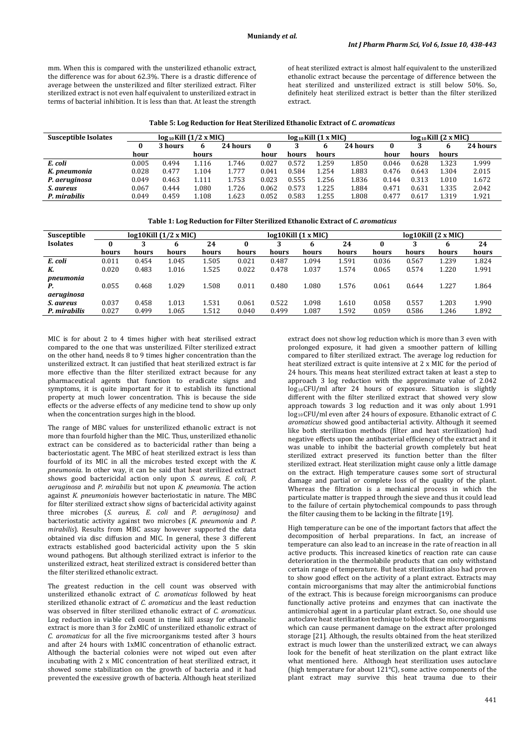mm. When this is compared with the unsterilized ethanolic extract, the difference was for about 62.3%. There is a drastic difference of average between the unsterilized and filter sterilized extract. Filter sterilized extract is not even half equivalent to unsterilized extract in terms of bacterial inhibition. It is less than that. At least the strength of heat sterilized extract is almost half equivalent to the unsterilized ethanolic extract because the percentage of difference between the heat sterilized and unsterilized extract is still below 50%. So, definitely heat sterilized extract is better than the filter sterilized extract.

**Table 5: Log Reduction for Heat Sterilized Ethanolic Extract of *C. aromaticus***

| Susceptible Isolates | $\log_{10}$Kill (1/2 x MIC) | | | | $\log_{10}$Kill (1 x MIC) | | | | $\log_{10}$Kill (2 x MIC) | | | |
|---|---|---|---|---|---|---|---|---|---|---|---|---|
| | 0 hour | 3 hours | 6 hours | 24 hours | 0 hour | 3 hours | 6 hours | 24 hours | 0 hour | 3 hours | 6 hours | 24 hours |
| *E. coli* | 0.005 | 0.494 | 1.116 | 1.746 | 0.027 | 0.572 | 1.259 | 1.850 | 0.046 | 0.628 | 1.323 | 1.999 |
| *K. pneumonia* | 0.028 | 0.477 | 1.104 | 1.777 | 0.041 | 0.584 | 1.254 | 1.883 | 0.476 | 0.643 | 1.304 | 2.015 |
| *P. aeruginosa* | 0.049 | 0.463 | 1.111 | 1.753 | 0.023 | 0.555 | 1.256 | 1.836 | 0.144 | 0.313 | 1.010 | 1.672 |
| *S. aureus* | 0.067 | 0.444 | 1.080 | 1.726 | 0.062 | 0.573 | 1.225 | 1.884 | 0.471 | 0.631 | 1.335 | 2.042 |
| *P. mirabilis* | 0.049 | 0.459 | 1.108 | 1.623 | 0.052 | 0.583 | 1.255 | 1.808 | 0.477 | 0.617 | 1.319 | 1.921 |

**Table 1: Log Reduction for Filter Sterilized Ethanolic Extract of *C. aromaticus***

| Susceptible Isolates | log10Kill (1/2 x MIC) | | | | log10Kill (1 x MIC) | | | | log10Kill (2 x MIC) | | | |
|---|---|---|---|---|---|---|---|---|---|---|---|---|
| | 0 hours | 3 hours | 6 hours | 24 hours | 0 hours | 3 hours | 6 hours | 24 hours | 0 hours | 3 hours | 6 hours | 24 hours |
| *E. coli* | 0.011 | 0.454 | 1.045 | 1.505 | 0.021 | 0.487 | 1.094 | 1.591 | 0.036 | 0.567 | 1.239 | 1.824 |
| *K. pneumonia* | 0.020 | 0.483 | 1.016 | 1.525 | 0.022 | 0.478 | 1.037 | 1.574 | 0.065 | 0.574 | 1.220 | 1.991 |
| *P. aeruginosa* | 0.055 | 0.468 | 1.029 | 1.508 | 0.011 | 0.480 | 1.080 | 1.576 | 0.061 | 0.644 | 1.227 | 1.864 |
| *S. aureus* | 0.037 | 0.458 | 1.013 | 1.531 | 0.061 | 0.522 | 1.098 | 1.610 | 0.058 | 0.557 | 1.203 | 1.990 |
| *P. mirabilis* | 0.027 | 0.499 | 1.065 | 1.512 | 0.040 | 0.499 | 1.087 | 1.592 | 0.059 | 0.586 | 1.246 | 1.892 |

MIC is for about 2 to 4 times higher with heat sterilised extract compared to the one that was unsterilized. Filter sterilized extract on the other hand, needs 8 to 9 times higher concentration than the unsterilized extract. It can justified that heat sterilized extract is far more effective than the filter sterilized extract because for any pharmaceutical agents that function to eradicate signs and symptoms, it is quite important for it to establish its functional property at much lower concentration. This is because the side effects or the adverse effects of any medicine tend to show up only when the concentration surges high in the blood.

The range of MBC values for unsterilized ethanolic extract is not more than fourfold higher than the MIC. Thus, unsterilized ethanolic extract can be considered as to bactericidal rather than being a bacteriostatic agent. The MBC of heat sterilized extract is less than fourfold of its MIC in all the microbes tested except with the *K. pneumonia*. In other way, it can be said that heat sterilized extract shows good bactericidal action only upon *S. aureus*, *E. coli*, *P. aeruginosa* and *P. mirabilis* but not upon *K. pneumonia*. The action against *K. pneumonia*is however bacteriostatic in nature. The MBC for filter sterilized extract show signs of bactericidal activity against three microbes (*S. aureus*, *E. coli* and *P. aeruginosa)* and bacteriostatic activity against two microbes (*K. pneumonia* and *P. mirabilis*). Results from MBC assay however supported the data obtained via disc diffusion and MIC. In general, these 3 different extracts established good bactericidal activity upon the 5 skin wound pathogens. But although sterilized extract is inferior to the unsterilized extract, heat sterilized extract is considered better than the filter sterilized ethanolic extract.

The greatest reduction in the cell count was observed with unsterilized ethanolic extract of *C. aromaticus* followed by heat sterilized ethanolic extract of *C. aromaticus* and the least reduction was observed in filter sterilized ethanolic extract of *C. aromaticus*. Log reduction in viable cell count in time kill assay for ethanolic extract is more than 3 for 2xMIC of unsterilized ethanolic extract of *C. aromaticus* for all the five microorganisms tested after 3 hours and after 24 hours with 1xMIC concentration of ethanolic extract. Although the bacterial colonies were not wiped out even after incubating with 2 x MIC concentration of heat sterilized extract, it showed some stabilization on the growth of bacteria and it had prevented the excessive growth of bacteria. Although heat sterilized extract does not show log reduction which is more than 3 even with prolonged exposure, it had given a smoother pattern of killing compared to filter sterilized extract. The average log reduction for heat sterilized extract is quite intensive at 2 x MIC for the period of 24 hours. This means heat sterilized extract taken at least a step to approach 3 log reduction with the approximate value of 2.042 $\log_{10}$CFU/ml after 24 hours of exposure. Situation is slightly different with the filter sterilized extract that showed very slow approach towards 3 log reduction and it was only about 1.991 $\log_{10}$CFU/ml even after 24 hours of exposure. Ethanolic extract of *C. aromaticus* showed good antibacterial activity. Although it seemed like both sterilization methods (filter and heat sterilization) had negative effects upon the antibacterial efficiency of the extract and it was unable to inhibit the bacterial growth completely but heat sterilized extract preserved its function better than the filter sterilized extract. Heat sterilization might cause only a little damage on the extract. High temperature causes some sort of structural damage and partial or complete loss of the quality of the plant. Whereas the filtration is a mechanical process in which the particulate matter is trapped through the sieve and thus it could lead to the failure of certain phytochemical compounds to pass through the filter causing them to be lacking in the filtrate [19].

High temperature can be one of the important factors that affect the decomposition of herbal preparations. In fact, an increase of temperature can also lead to an increase in the rate of reaction in all active products. This increased kinetics of reaction rate can cause deterioration in the thermolabile products that can only withstand certain range of temperature. But heat sterilization also had proven to show good effect on the activity of a plant extract. Extracts may contain microorganisms that may alter the antimicrobial functions of the extract. This is because foreign microorganisms can produce functionally active proteins and enzymes that can inactivate the antimicrobial agent in a particular plant extract. So, one should use autoclave heat sterilization technique to block these microorganisms which can cause permanent damage on the extract after prolonged storage [21]. Although, the results obtained from the heat sterilized extract is much lower than the unsterilized extract, we can always look for the benefit of heat sterilization on the plant extract like what mentioned here. Although heat sterilization uses autoclave (high temperature for about 121°C), some active components of the plant extract may survive this heat trauma due to their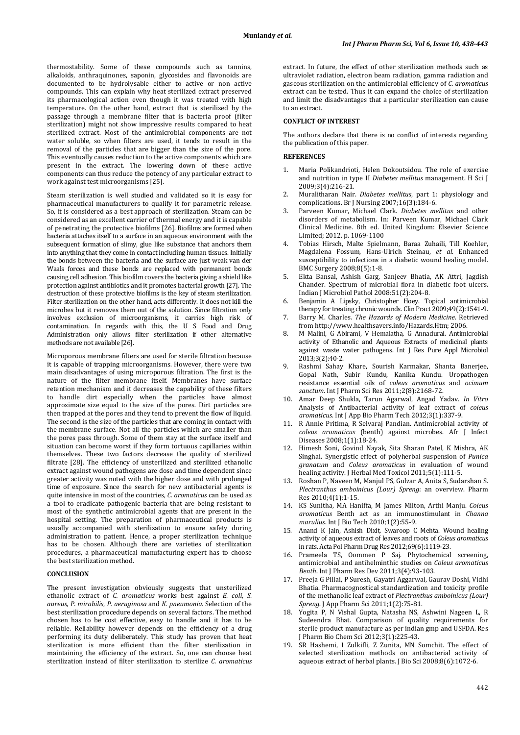thermostability. Some of these compounds such as tannins, alkaloids, anthraquinones, saponin, glycosides and flavonoids are documented to be hydrolysable either to active or non active compounds. This can explain why heat sterilized extract preserved its pharmacological action even though it was treated with high temperature. On the other hand, extract that is sterilized by the passage through a membrane filter that is bacteria proof (filter sterilization) might not show impressive results compared to heat sterilized extract. Most of the antimicrobial components are not water soluble, so when filters are used, it tends to result in the removal of the particles that are bigger than the size of the pore. This eventually causes reduction to the active components which are present in the extract. The lowering down of these active components can thus reduce the potency of any particular extract to work against test microorganisms [25].

Steam sterilization is well studied and validated so it is easy for pharmaceutical manufacturers to qualify it for parametric release. So, it is considered as a best approach of sterilization. Steam can be considered as an excellent carrier of thermal energy and it is capable of penetrating the protective biofilms [26]. Biofilms are formed when bacteria attaches itself to a surface in an aqueous environment with the subsequent formation of slimy, glue like substance that anchors them into anything that they come in contact including human tissues. Initially the bonds between the bacteria and the surface are just weak van der Waals forces and these bonds are replaced with permanent bonds causing cell adhesion. This biofilm covers the bacteria giving a shield like protection against antibiotics and it promotes bacterial growth [27]. The destruction of these protective biofilms is the key of steam sterilization. Filter sterilization on the other hand, acts differently. It does not kill the microbes but it removes them out of the solution. Since filtration only involves exclusion of microorganisms, it carries high risk of contamination. In regards with this, the U S Food and Drug Administration only allows filter sterilization if other alternative methods are not available [26].

Microporous membrane filters are used for sterile filtration because it is capable of trapping microorganisms. However, there were two main disadvantages of using microporous filtration. The first is the nature of the filter membrane itself. Membranes have surface retention mechanism and it decreases the capability of these filters to handle dirt especially when the particles have almost approximate size equal to the size of the pores. Dirt particles are then trapped at the pores and they tend to prevent the flow of liquid. The second is the size of the particles that are coming in contact with the membrane surface. Not all the particles which are smaller than the pores pass through. Some of them stay at the surface itself and situation can become worse if they form tortuous capillaries within themselves. These two factors decrease the quality of sterilized filtrate [28]. The efficiency of unsterilized and sterilized ethanolic extract against wound pathogens are dose and time dependent since greater activity was noted with the higher dose and with prolonged time of exposure. Since the search for new antibacterial agents is quite intensive in most of the countries, *C. aromaticus* can be used as a tool to eradicate pathogenic bacteria that are being resistant to most of the synthetic antimicrobial agents that are present in the hospital setting. The preparation of pharmaceutical products is usually accompanied with sterilization to ensure safety during administration to patient. Hence, a proper sterilization technique has to be chosen. Although there are varieties of sterilization procedures, a pharmaceutical manufacturing expert has to choose the best sterilization method.

## CONCLUSION

The present investigation obviously suggests that unsterilized ethanolic extract of *C. aromaticus* works best against *E. coli*, *S. aureus*, *P. mirabilis*, *P. aeruginosa* and *K. pneumonia*. Selection of the best sterilization procedure depends on several factors. The method chosen has to be cost effective, easy to handle and it has to be reliable. Reliability however depends on the efficiency of a drug performing its duty deliberately. This study has proven that heat sterilization is more efficient than the filter sterilization in maintaining the efficiency of the extract. So, one can choose heat sterilization instead of filter sterilization to sterilize *C. aromaticus* extract. In future, the effect of other sterilization methods such as ultraviolet radiation, electron beam radiation, gamma radiation and gaseous sterilization on the antimicrobial efficiency of *C. aromaticus* extract can be tested. Thus it can expand the choice of sterilization and limit the disadvantages that a particular sterilization can cause to an extract.

## CONFLICT OF INTEREST

The authors declare that there is no conflict of interests regarding the publication of this paper.

## REFERENCES

1. Maria Polikandrioti, Helen Dokoutsidou. The role of exercise and nutrition in type II *Diabetes mellitus* management. H Sci J 2009;3(4):216-21.
2. Muralitharan Nair. *Diabetes mellitus*, part 1: physiology and complications. Br J Nursing 2007;16(3):184-6.
3. Parveen Kumar, Michael Clark. *Diabetes mellitus* and other disorders of metabolism. In: Parveen Kumar, Michael Clark Clinical Medicine. 8th ed. United Kingdom: Elsevier Science Limited; 2012. p. 1069-1100
4. Tobias Hirsch, Malte Spielmann, Baraa Zuhaili, Till Koehler, Magdalena Fossum, Hans-Ulrich Steinau, *et al*. Enhanced susceptibility to infections in a diabetic wound healing model. BMC Surgery 2008;8(5):1-8.
5. Ekta Bansal, Ashish Garg, Sanjeev Bhatia, AK Attri, Jagdish Chander. Spectrum of microbial flora in diabetic foot ulcers. Indian J Microbiol Pathol 2008:51(2):204-8.
6. Benjamin A Lipsky, Christopher Hoey. Topical antimicrobial therapy for treating chronic wounds. Clin Pract 2009;49(2):1541-9.
7. Barry M. Charles. *The Hazards of Modern Medicine*. Retrieved from http://www.healthsavers.info/Hazards.Htm; 2006.
8. M Malini, G Abirami, V Hemalatha, G Annadurai. Antimicrobial activity of Ethanolic and Aqueous Extracts of medicinal plants against waste water pathogens. Int J Res Pure Appl Microbiol 2013;3(2):40-2.
9. Rashmi Sahay Khare, Sourish Karmakar, Shanta Banerjee, Gopal Nath, Subir Kundu, Kanika Kundu. Uropathogen resistance essential oils of *coleus aromaticus* and *ocimum sanctum*. Int J Pharm Sci Res 2011;2(8):2168-72.
10. Amar Deep Shukla, Tarun Agarwal, Angad Yadav. *In Vitro* Analysis of Antibacterial activity of leaf extract of *coleus aromaticus*. Int J App Bio Pharm Tech 2012;3(1):337-9.
11. R Annie Pritima, R Selvaraj Pandian. Antimicrobial activity of *coleus aromaticus* (benth) against microbes. Afr J Infect Diseases 2008;1(1):18-24.
12. Himesh Soni, Govind Nayak, Sita Sharan Patel, K Mishra, AK Singhai. Synergistic effect of polyherbal suspension of *Punica granatum* and *Coleus aromaticus* in evaluation of wound healing activity. J Herbal Med Toxicol 2011;5(1):111-5.
13. Roshan P, Naveem M, Manjul PS, Gulzar A, Anita S, Sudarshan S. *Plectranthus amboinicus (Lour) Spreng*: an overview. Pharm Res 2010;4(1):1-15.
14. KS Sunitha, MA Haniffa, M James Milton, Arthi Manju. *Coleus aromaticus* Benth act as an immunostimulant in *Channa marulius*. Int J Bio Tech 2010;1(2):55-9.
15. Anand K Jain, Ashish Dixit, Swaroop C Mehta. Wound healing activity of aqueous extract of leaves and roots of *Coleus aromaticus* in rats. Acta Pol Pharm Drug Res 2012;69(6):1119-23.
16. Prameela TS, Oommen P Saj. Phytochemical screening, antimicrobial and antihelminthic studies on *Coleus aromaticus Benth*. Int J Pharm Res Dev 2011;3(4):93-103.
17. Preeja G Pillai, P Suresh, Gayatri Aggarwal, Gaurav Doshi, Vidhi Bhatia. Pharmacognostical standardization and toxicity profile of the methanolic leaf extract of *Plectranthus amboinicus (Lour) Spreng*. J App Pharm Sci 2011;1(2):75-81.
18. Yogita P, N Vishal Gupta, Natasha NS, Ashwini Nageen L, R Sudeendra Bhat. Comparison of quality requirements for sterile product manufacture as per indian gmp and USFDA. Res J Pharm Bio Chem Sci 2012;3(1):225-43.
19. SR Hashemi, I Zulkifli, Z Zunita, MN Somchit. The effect of selected sterilization methods on antibacterial activity of aqueous extract of herbal plants. J Bio Sci 2008;8(6):1072-6.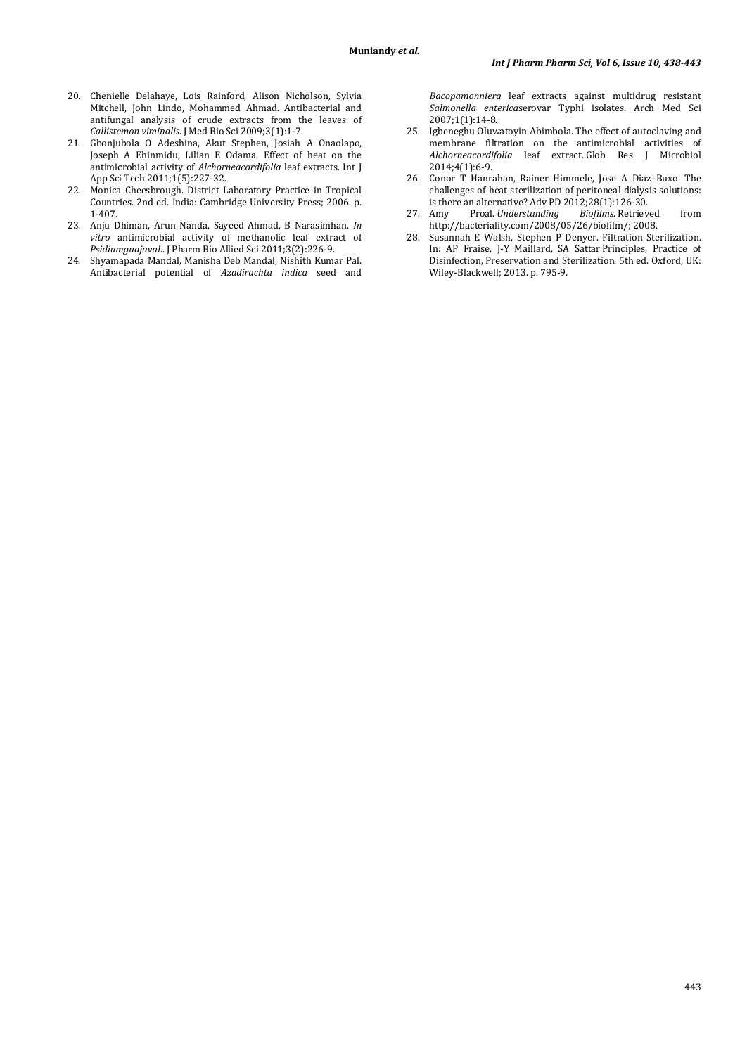20. Chenielle Delahaye, Lois Rainford, Alison Nicholson, Sylvia Mitchell, John Lindo, Mohammed Ahmad. Antibacterial and antifungal analysis of crude extracts from the leaves of *Callistemon viminalis*. J Med Bio Sci 2009;3(1):1-7.
21. Gbonjubola O Adeshina, Akut Stephen, Josiah A Onaolapo, Joseph A Ehinmidu, Lilian E Odama. Effect of heat on the antimicrobial activity of *Alchorneacordifolia* leaf extracts. Int J App Sci Tech 2011;1(5):227-32.
22. Monica Cheesbrough. District Laboratory Practice in Tropical Countries. 2nd ed. India: Cambridge University Press; 2006. p. 1-407.
23. Anju Dhiman, Arun Nanda, Sayeed Ahmad, B Narasimhan. *In vitro* antimicrobial activity of methanolic leaf extract of *PsidiumguajavaL.*. J Pharm Bio Allied Sci 2011;3(2):226-9.
24. Shyamapada Mandal, Manisha Deb Mandal, Nishith Kumar Pal. Antibacterial potential of *Azadirachta indica* seed and *Bacopamonniera* leaf extracts against multidrug resistant *Salmonella enterica*serovar Typhi isolates. Arch Med Sci 2007;1(1):14-8.
25. Igbeneghu Oluwatoyin Abimbola. The effect of autoclaving and membrane filtration on the antimicrobial activities of *Alchorneacordifolia* leaf extract. Glob Res J Microbiol 2014;4(1):6-9.
26. Conor T Hanrahan, Rainer Himmele, Jose A Diaz–Buxo. The challenges of heat sterilization of peritoneal dialysis solutions: is there an alternative? Adv PD 2012;28(1):126-30.
27. Amy Proal. *Understanding Biofilms*. Retrieved from http://bacteriality.com/2008/05/26/biofilm/; 2008.
28. Susannah E Walsh, Stephen P Denyer. Filtration Sterilization. In: AP Fraise, J-Y Maillard, SA Sattar Principles, Practice of Disinfection, Preservation and Sterilization. 5th ed. Oxford, UK: Wiley-Blackwell; 2013. p. 795-9.